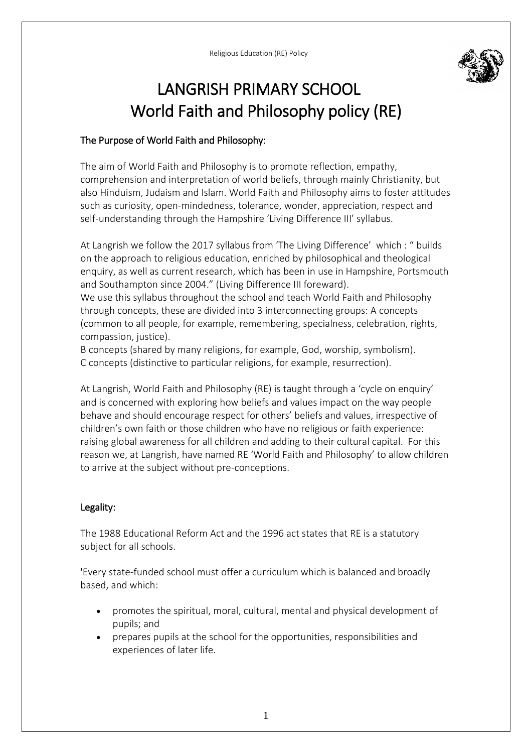# LANGRISH PRIMARY SCHOOL
# World Faith and Philosophy policy (RE)

## The Purpose of World Faith and Philosophy:

The aim of World Faith and Philosophy is to promote reflection, empathy, comprehension and interpretation of world beliefs, through mainly Christianity, but also Hinduism, Judaism and Islam. World Faith and Philosophy aims to foster attitudes such as curiosity, open-mindedness, tolerance, wonder, appreciation, respect and self-understanding through the Hampshire 'Living Difference III' syllabus.

At Langrish we follow the 2017 syllabus from 'The Living Difference' which : " builds on the approach to religious education, enriched by philosophical and theological enquiry, as well as current research, which has been in use in Hampshire, Portsmouth and Southampton since 2004." (Living Difference III foreward).
We use this syllabus throughout the school and teach World Faith and Philosophy through concepts, these are divided into 3 interconnecting groups: A concepts (common to all people, for example, remembering, specialness, celebration, rights, compassion, justice).
B concepts (shared by many religions, for example, God, worship, symbolism).
C concepts (distinctive to particular religions, for example, resurrection).

At Langrish, World Faith and Philosophy (RE) is taught through a 'cycle on enquiry' and is concerned with exploring how beliefs and values impact on the way people behave and should encourage respect for others' beliefs and values, irrespective of children's own faith or those children who have no religious or faith experience: raising global awareness for all children and adding to their cultural capital. For this reason we, at Langrish, have named RE 'World Faith and Philosophy' to allow children to arrive at the subject without pre-conceptions.

## Legality:

The 1988 Educational Reform Act and the 1996 act states that RE is a statutory subject for all schools.

'Every state-funded school must offer a curriculum which is balanced and broadly based, and which:

- promotes the spiritual, moral, cultural, mental and physical development of pupils; and
- prepares pupils at the school for the opportunities, responsibilities and experiences of later life.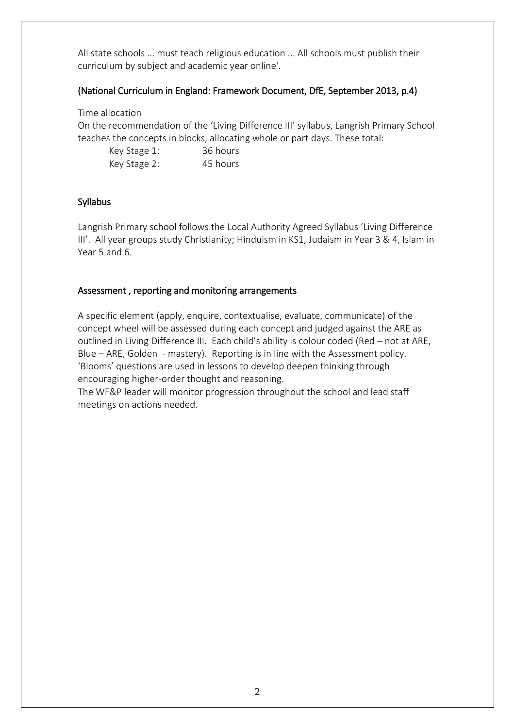All state schools ... must teach religious education ... All schools must publish their curriculum by subject and academic year online'.

(National Curriculum in England: Framework Document, DfE, September 2013, p.4)

Time allocation

On the recommendation of the 'Living Difference III' syllabus, Langrish Primary School teaches the concepts in blocks, allocating whole or part days. These total:

Key Stage 1: 36 hours
Key Stage 2: 45 hours

## Syllabus

Langrish Primary school follows the Local Authority Agreed Syllabus 'Living Difference III'. All year groups study Christianity; Hinduism in KS1, Judaism in Year 3 & 4, Islam in Year 5 and 6.

## Assessment , reporting and monitoring arrangements

A specific element (apply, enquire, contextualise, evaluate, communicate) of the concept wheel will be assessed during each concept and judged against the ARE as outlined in Living Difference III. Each child's ability is colour coded (Red – not at ARE, Blue – ARE, Golden - mastery). Reporting is in line with the Assessment policy. 'Blooms' questions are used in lessons to develop deepen thinking through encouraging higher-order thought and reasoning.

The WF&P leader will monitor progression throughout the school and lead staff meetings on actions needed.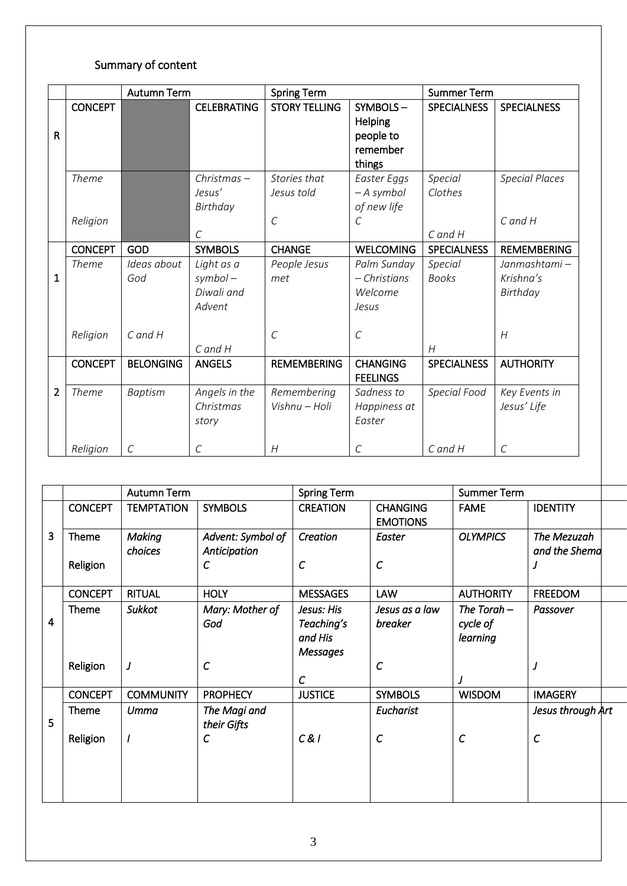## Summary of content

| | | Autumn Term | | Spring Term | | Summer Term | |
|---|---|---|---|---|---|---|---|
| R | CONCEPT | | CELEBRATING | STORY TELLING | SYMBOLS – Helping people to remember things | SPECIALNESS | SPECIALNESS |
| | *Theme* | | *Christmas – Jesus' Birthday* | *Stories that Jesus told* | *Easter Eggs – A symbol of new life* | *Special Clothes* | *Special Places* |
| | *Religion* | | *C* | *C* | *C* | *C and H* | *C and H* |
| 1 | CONCEPT | GOD | SYMBOLS | CHANGE | WELCOMING | SPECIALNESS | REMEMBERING |
| | *Theme* | *Ideas about God* | *Light as a symbol – Diwali and Advent* | *People Jesus met* | *Palm Sunday – Christians Welcome Jesus* | *Special Books* | *Janmashtami – Krishna's Birthday* |
| | *Religion* | *C and H* | *C and H* | *C* | *C* | *H* | *H* |
| 2 | CONCEPT | BELONGING | ANGELS | REMEMBERING | CHANGING FEELINGS | SPECIALNESS | AUTHORITY |
| | *Theme* | *Baptism* | *Angels in the Christmas story* | *Remembering Vishnu – Holi* | *Sadness to Happiness at Easter* | *Special Food* | *Key Events in Jesus' Life* |
| | *Religion* | *C* | *C* | *H* | *C* | *C and H* | *C* |

| | | Autumn Term | | Spring Term | | Summer Term | |
|---|---|---|---|---|---|---|---|
| 3 | CONCEPT | TEMPTATION | SYMBOLS | CREATION | CHANGING EMOTIONS | FAME | IDENTITY |
| | Theme | *Making choices* | *Advent: Symbol of Anticipation* | *Creation* | *Easter* | *OLYMPICS* | *The Mezuzah and the Shema* |
| | Religion | | *C* | *C* | *C* | | *J* |
| 4 | CONCEPT | RITUAL | HOLY | MESSAGES | LAW | AUTHORITY | FREEDOM |
| | Theme | *Sukkot* | *Mary: Mother of God* | *Jesus: His Teaching's and His Messages* | *Jesus as a law breaker* | *The Torah – cycle of learning* | *Passover* |
| | Religion | *J* | *C* | *C* | *C* | *J* | *J* |
| 5 | CONCEPT | COMMUNITY | PROPHECY | JUSTICE | SYMBOLS | WISDOM | IMAGERY |
| | Theme | *Umma* | *The Magi and their Gifts* | | *Eucharist* | | *Jesus through Art* |
| | Religion | *I* | *C* | *C & I* | *C* | *C* | *C* |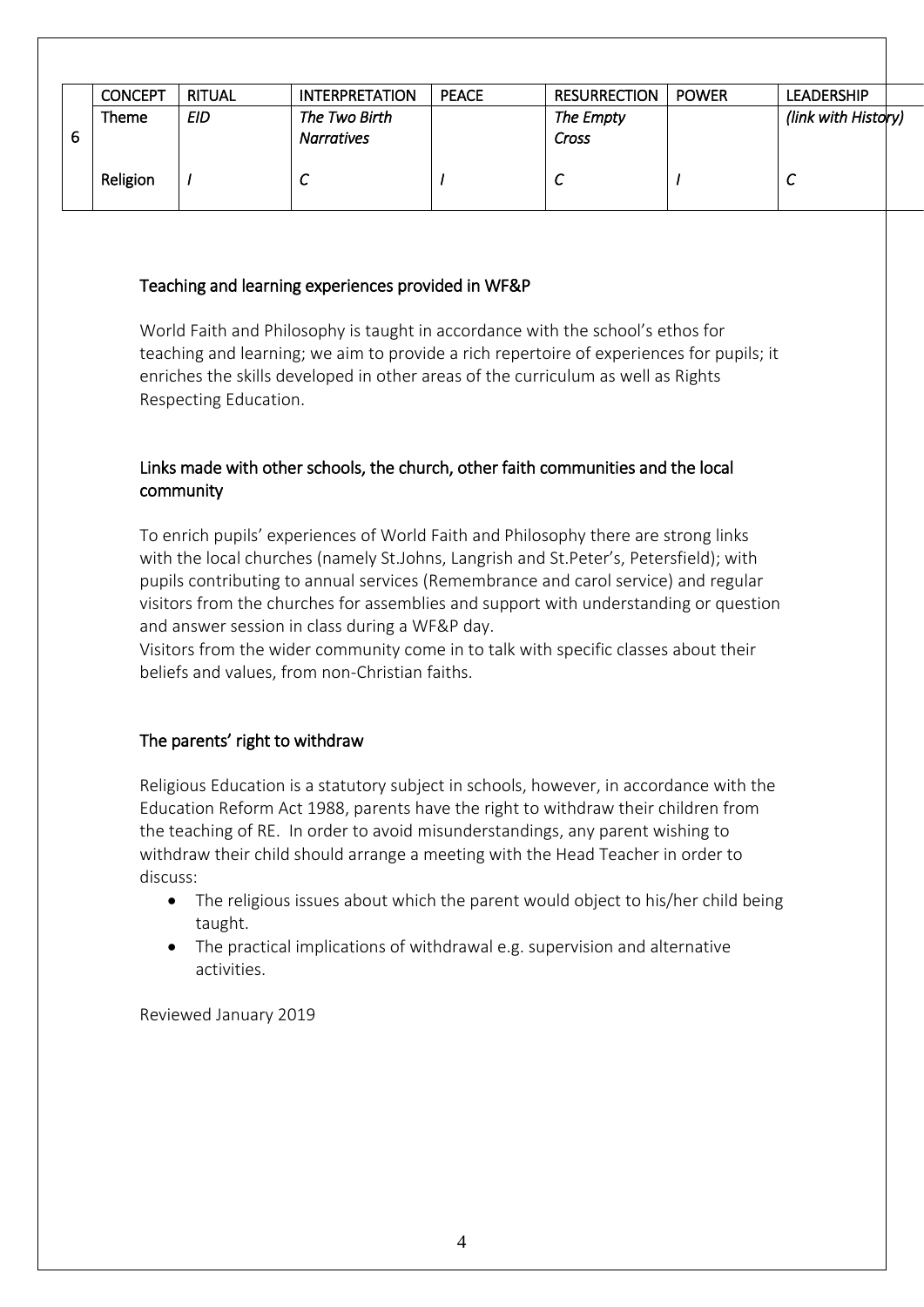| | CONCEPT | RITUAL | INTERPRETATION | PEACE | RESURRECTION | POWER | LEADERSHIP |
|---|---|---|---|---|---|---|---|
| 6 | Theme | *EID* | *The Two Birth Narratives* | | *The Empty Cross* | | *(link with History)* |
| | Religion | *I* | *C* | *I* | *C* | *I* | *C* |

### Teaching and learning experiences provided in WF&P

World Faith and Philosophy is taught in accordance with the school's ethos for teaching and learning; we aim to provide a rich repertoire of experiences for pupils; it enriches the skills developed in other areas of the curriculum as well as Rights Respecting Education.

### Links made with other schools, the church, other faith communities and the local community

To enrich pupils' experiences of World Faith and Philosophy there are strong links with the local churches (namely St.Johns, Langrish and St.Peter's, Petersfield); with pupils contributing to annual services (Remembrance and carol service) and regular visitors from the churches for assemblies and support with understanding or question and answer session in class during a WF&P day.
Visitors from the wider community come in to talk with specific classes about their beliefs and values, from non-Christian faiths.

### The parents' right to withdraw

Religious Education is a statutory subject in schools, however, in accordance with the Education Reform Act 1988, parents have the right to withdraw their children from the teaching of RE. In order to avoid misunderstandings, any parent wishing to withdraw their child should arrange a meeting with the Head Teacher in order to discuss:

- The religious issues about which the parent would object to his/her child being taught.
- The practical implications of withdrawal e.g. supervision and alternative activities.

Reviewed January 2019